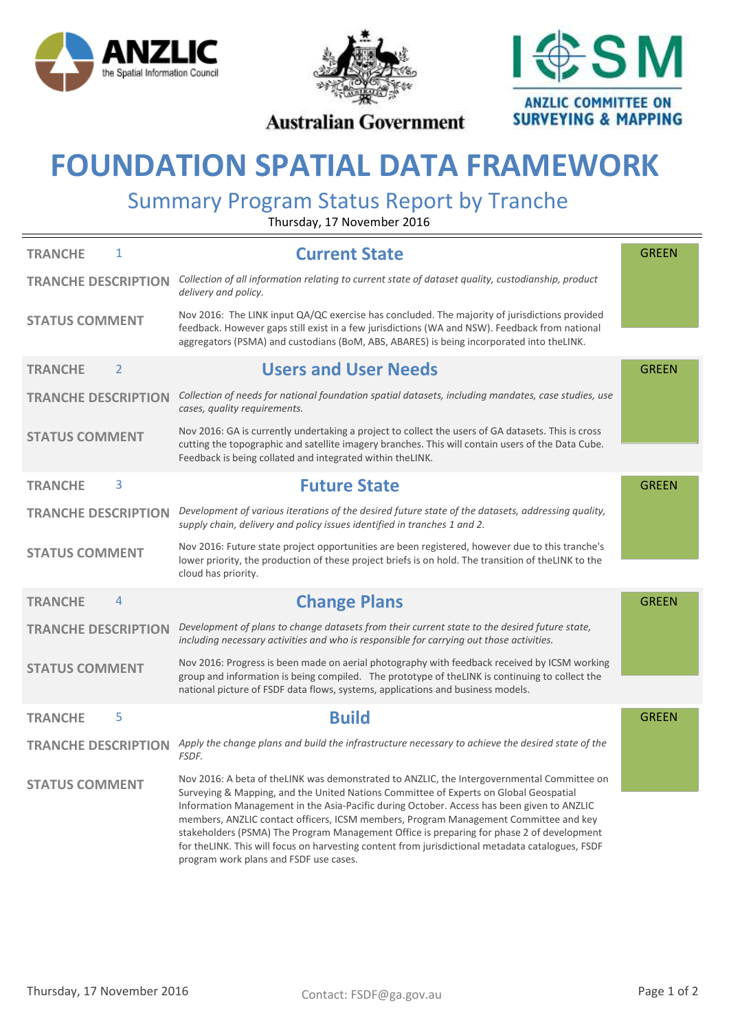ANZLIC the Spatial Information Council

Australian Government

ICSM ANZLIC COMMITTEE ON SURVEYING & MAPPING

# FOUNDATION SPATIAL DATA FRAMEWORK

## Summary Program Status Report by Tranche

Thursday, 17 November 2016

---

**TRANCHE** 1

### Current State

**GREEN**

**TRANCHE DESCRIPTION**

*Collection of all information relating to current state of dataset quality, custodianship, product delivery and policy.*

**STATUS COMMENT**

Nov 2016: The LINK input QA/QC exercise has concluded. The majority of jurisdictions provided feedback. However gaps still exist in a few jurisdictions (WA and NSW). Feedback from national aggregators (PSMA) and custodians (BoM, ABS, ABARES) is being incorporated into theLINK.

---

**TRANCHE** 2

### Users and User Needs

**GREEN**

**TRANCHE DESCRIPTION**

*Collection of needs for national foundation spatial datasets, including mandates, case studies, use cases, quality requirements.*

**STATUS COMMENT**

Nov 2016: GA is currently undertaking a project to collect the users of GA datasets. This is cross cutting the topographic and satellite imagery branches. This will contain users of the Data Cube. Feedback is being collated and integrated within theLINK.

---

**TRANCHE** 3

### Future State

**GREEN**

**TRANCHE DESCRIPTION**

*Development of various iterations of the desired future state of the datasets, addressing quality, supply chain, delivery and policy issues identified in tranches 1 and 2.*

**STATUS COMMENT**

Nov 2016: Future state project opportunities are been registered, however due to this tranche's lower priority, the production of these project briefs is on hold. The transition of theLINK to the cloud has priority.

---

**TRANCHE** 4

### Change Plans

**GREEN**

**TRANCHE DESCRIPTION**

*Development of plans to change datasets from their current state to the desired future state, including necessary activities and who is responsible for carrying out those activities.*

**STATUS COMMENT**

Nov 2016: Progress is been made on aerial photography with feedback received by ICSM working group and information is being compiled. The prototype of theLINK is continuing to collect the national picture of FSDF data flows, systems, applications and business models.

---

**TRANCHE** 5

### Build

**GREEN**

**TRANCHE DESCRIPTION**

*Apply the change plans and build the infrastructure necessary to achieve the desired state of the FSDF.*

**STATUS COMMENT**

Nov 2016: A beta of theLINK was demonstrated to ANZLIC, the Intergovernmental Committee on Surveying & Mapping, and the United Nations Committee of Experts on Global Geospatial Information Management in the Asia-Pacific during October. Access has been given to ANZLIC members, ANZLIC contact officers, ICSM members, Program Management Committee and key stakeholders (PSMA) The Program Management Office is preparing for phase 2 of development for theLINK. This will focus on harvesting content from jurisdictional metadata catalogues, FSDF program work plans and FSDF use cases.

Contact: FSDF@ga.gov.au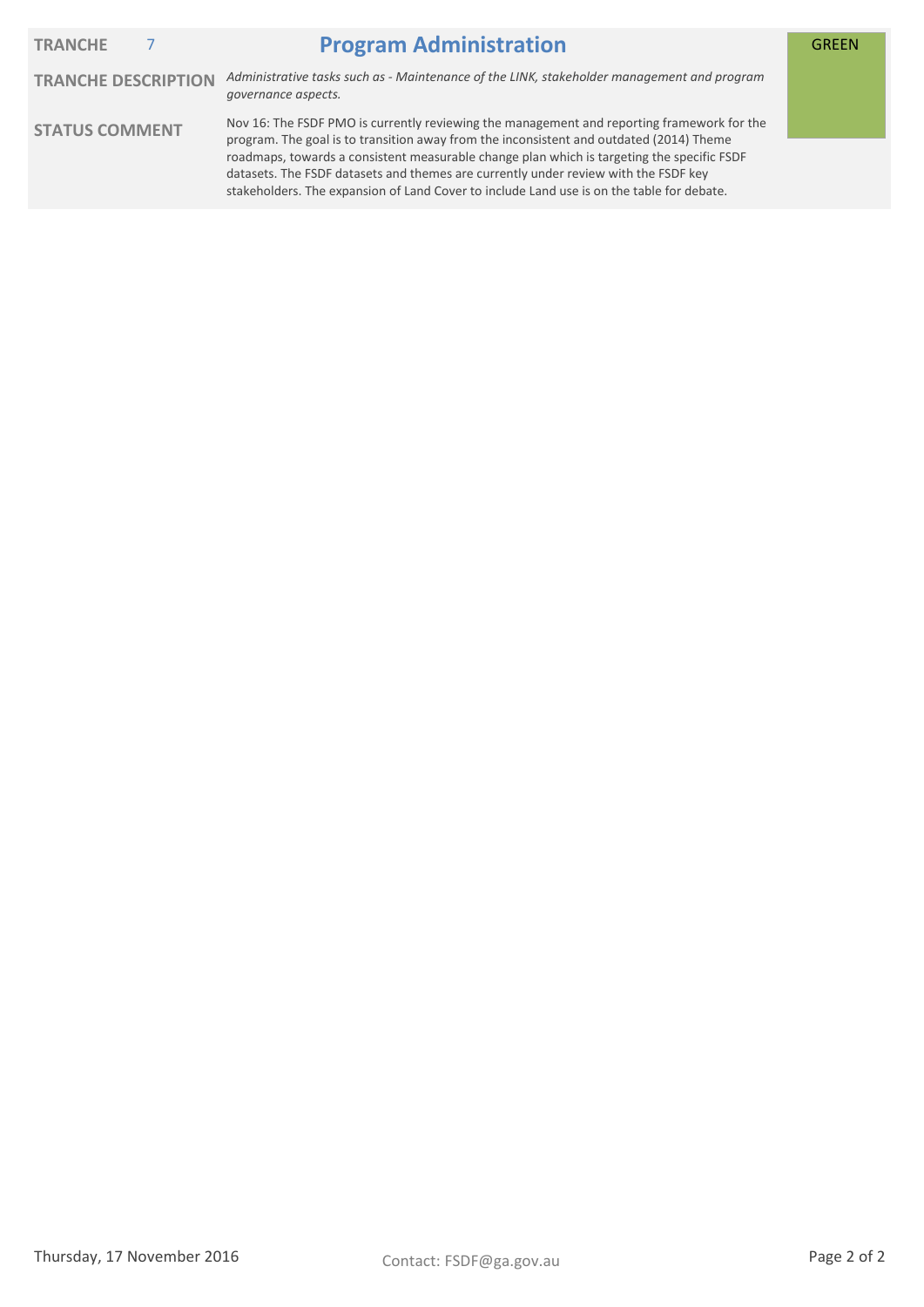**TRANCHE** 7

## Program Administration

GREEN

**TRANCHE DESCRIPTION** *Administrative tasks such as - Maintenance of the LINK, stakeholder management and program governance aspects.*

**STATUS COMMENT** Nov 16: The FSDF PMO is currently reviewing the management and reporting framework for the program. The goal is to transition away from the inconsistent and outdated (2014) Theme roadmaps, towards a consistent measurable change plan which is targeting the specific FSDF datasets. The FSDF datasets and themes are currently under review with the FSDF key stakeholders. The expansion of Land Cover to include Land use is on the table for debate.